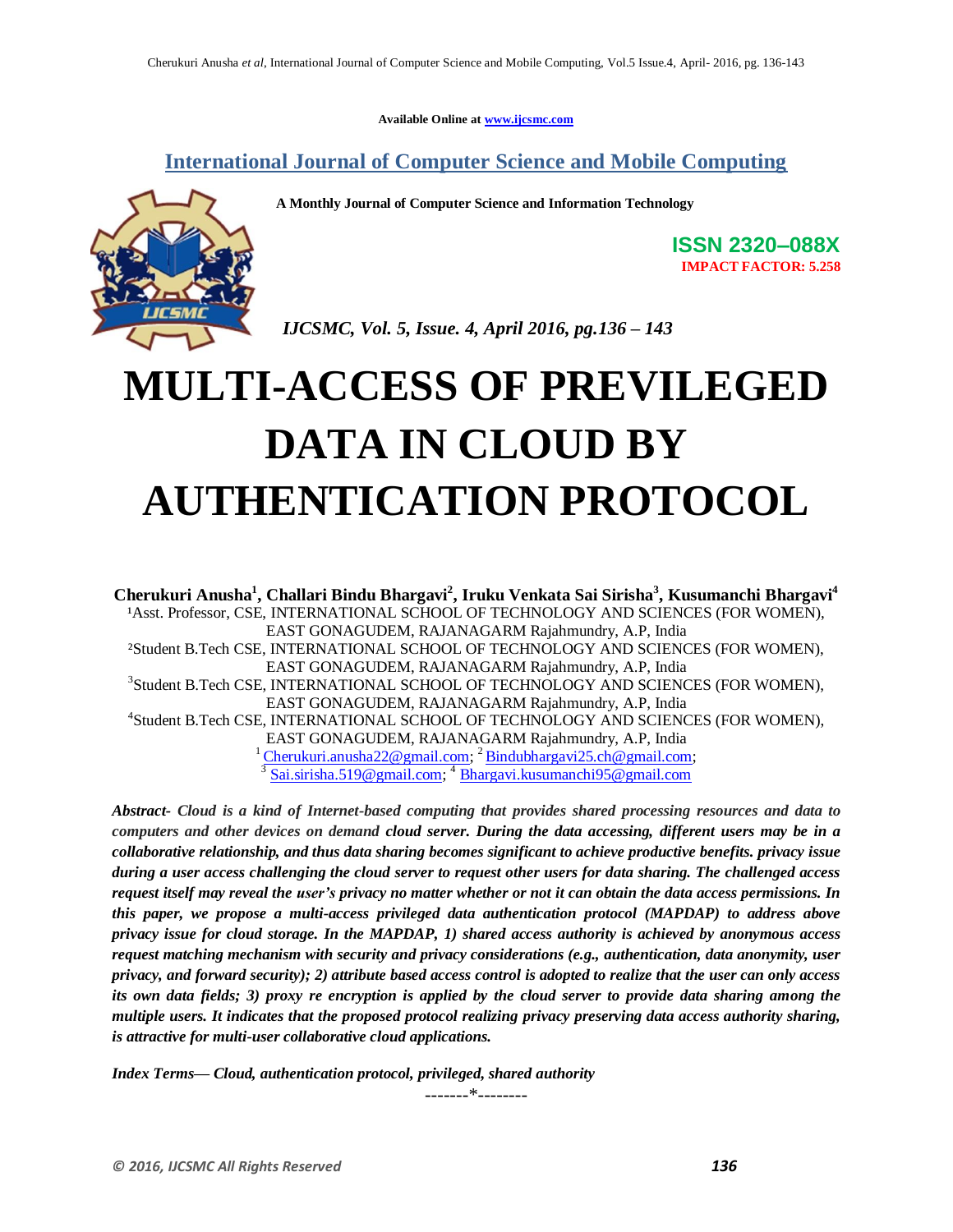Available Online at www.ijcsmc.com

## International Journal of Computer Science and Mobile Computing

**A Monthly Journal of Computer Science and Information Technology**

**ISSN 2320–088X**
**IMPACT FACTOR: 5.258**

*IJCSMC, Vol. 5, Issue. 4, April 2016, pg.136 – 143*

# MULTI-ACCESS OF PREVILEGED DATA IN CLOUD BY AUTHENTICATION PROTOCOL

**Cherukuri Anusha[1], Challari Bindu Bhargavi[2], Iruku Venkata Sai Sirisha[3], Kusumanchi Bhargavi[4]**

[1]Asst. Professor, CSE, INTERNATIONAL SCHOOL OF TECHNOLOGY AND SCIENCES (FOR WOMEN), EAST GONAGUDEM, RAJANAGARM Rajahmundry, A.P, India

[2]Student B.Tech CSE, INTERNATIONAL SCHOOL OF TECHNOLOGY AND SCIENCES (FOR WOMEN), EAST GONAGUDEM, RAJANAGARM Rajahmundry, A.P, India

[3]Student B.Tech CSE, INTERNATIONAL SCHOOL OF TECHNOLOGY AND SCIENCES (FOR WOMEN), EAST GONAGUDEM, RAJANAGARM Rajahmundry, A.P, India

[4]Student B.Tech CSE, INTERNATIONAL SCHOOL OF TECHNOLOGY AND SCIENCES (FOR WOMEN), EAST GONAGUDEM, RAJANAGARM Rajahmundry, A.P, India

[1] Cherukuri.anusha22@gmail.com; [2] Bindubhargavi25.ch@gmail.com; [3] Sai.sirisha.519@gmail.com; [4] Bhargavi.kusumanchi95@gmail.com

***Abstract- Cloud is a kind of Internet-based computing that provides shared processing resources and data to computers and other devices on demand** cloud server. **During the data accessing, different users may be in a collaborative relationship, and thus data sharing becomes significant to achieve productive benefits. privacy issue during a user access challenging the cloud server to request other users for data sharing. The challenged access request itself may reveal the user's privacy no matter whether or not it can obtain the data access permissions. In this paper, we propose a multi-access privileged data authentication protocol (MAPDAP) to address above privacy issue for cloud storage. In the MAPDAP, 1) shared access authority is achieved by anonymous access request matching mechanism with security and privacy considerations (e.g., authentication, data anonymity, user privacy, and forward security); 2) attribute based access control is adopted to realize that the user can only access its own data fields; 3) proxy re encryption is applied by the cloud server to provide data sharing among the multiple users. It indicates that the proposed protocol realizing privacy preserving data access authority sharing, is attractive for multi-user collaborative cloud applications.***

***Index Terms— Cloud, authentication protocol, privileged, shared authority***

-------*--------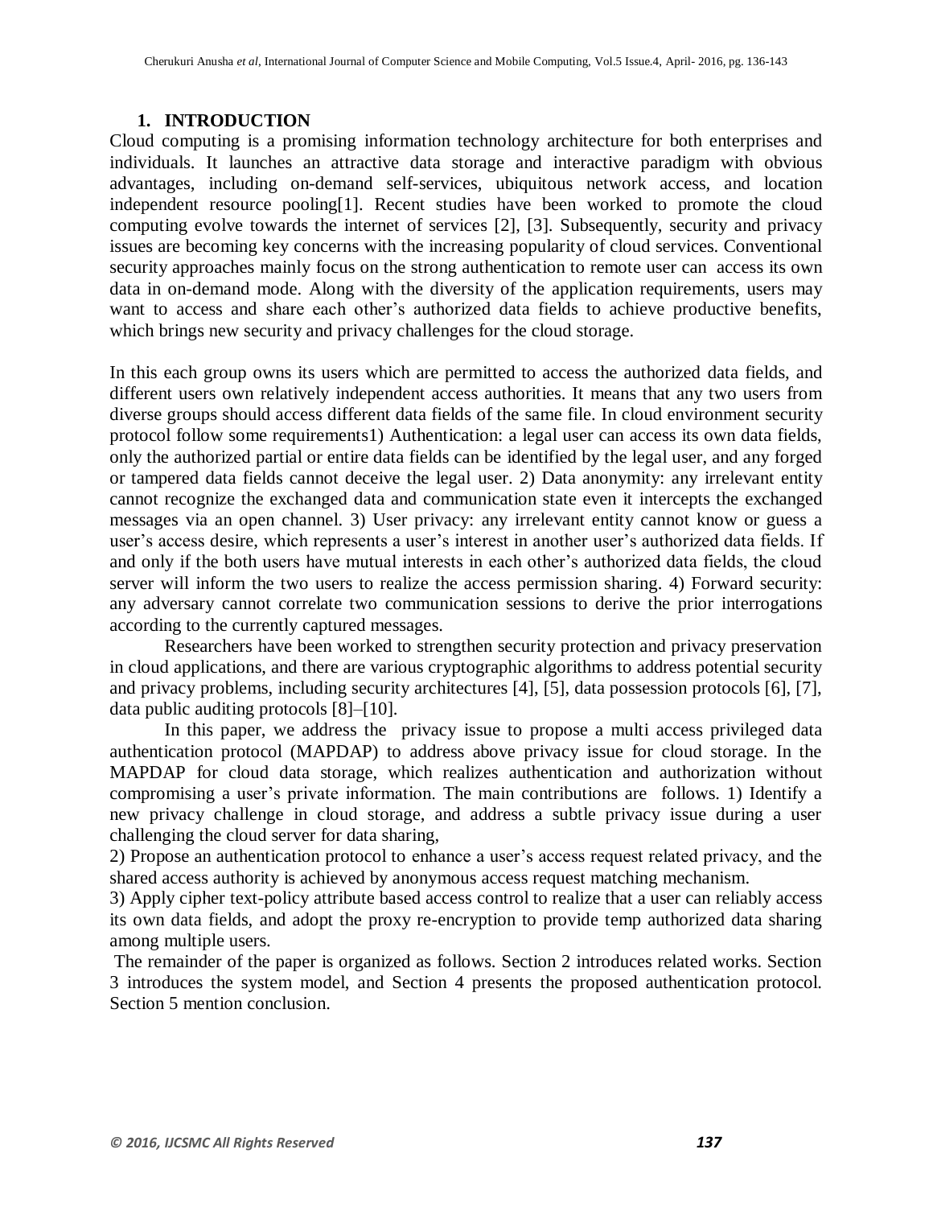## 1. INTRODUCTION

Cloud computing is a promising information technology architecture for both enterprises and individuals. It launches an attractive data storage and interactive paradigm with obvious advantages, including on-demand self-services, ubiquitous network access, and location independent resource pooling[1]. Recent studies have been worked to promote the cloud computing evolve towards the internet of services [2], [3]. Subsequently, security and privacy issues are becoming key concerns with the increasing popularity of cloud services. Conventional security approaches mainly focus on the strong authentication to remote user can access its own data in on-demand mode. Along with the diversity of the application requirements, users may want to access and share each other's authorized data fields to achieve productive benefits, which brings new security and privacy challenges for the cloud storage.

In this each group owns its users which are permitted to access the authorized data fields, and different users own relatively independent access authorities. It means that any two users from diverse groups should access different data fields of the same file. In cloud environment security protocol follow some requirements1) Authentication: a legal user can access its own data fields, only the authorized partial or entire data fields can be identified by the legal user, and any forged or tampered data fields cannot deceive the legal user. 2) Data anonymity: any irrelevant entity cannot recognize the exchanged data and communication state even it intercepts the exchanged messages via an open channel. 3) User privacy: any irrelevant entity cannot know or guess a user's access desire, which represents a user's interest in another user's authorized data fields. If and only if the both users have mutual interests in each other's authorized data fields, the cloud server will inform the two users to realize the access permission sharing. 4) Forward security: any adversary cannot correlate two communication sessions to derive the prior interrogations according to the currently captured messages.

Researchers have been worked to strengthen security protection and privacy preservation in cloud applications, and there are various cryptographic algorithms to address potential security and privacy problems, including security architectures [4], [5], data possession protocols [6], [7], data public auditing protocols [8]–[10].

In this paper, we address the privacy issue to propose a multi access privileged data authentication protocol (MAPDAP) to address above privacy issue for cloud storage. In the MAPDAP for cloud data storage, which realizes authentication and authorization without compromising a user's private information. The main contributions are follows. 1) Identify a new privacy challenge in cloud storage, and address a subtle privacy issue during a user challenging the cloud server for data sharing,

2) Propose an authentication protocol to enhance a user's access request related privacy, and the shared access authority is achieved by anonymous access request matching mechanism.

3) Apply cipher text-policy attribute based access control to realize that a user can reliably access its own data fields, and adopt the proxy re-encryption to provide temp authorized data sharing among multiple users.

The remainder of the paper is organized as follows. Section 2 introduces related works. Section 3 introduces the system model, and Section 4 presents the proposed authentication protocol. Section 5 mention conclusion.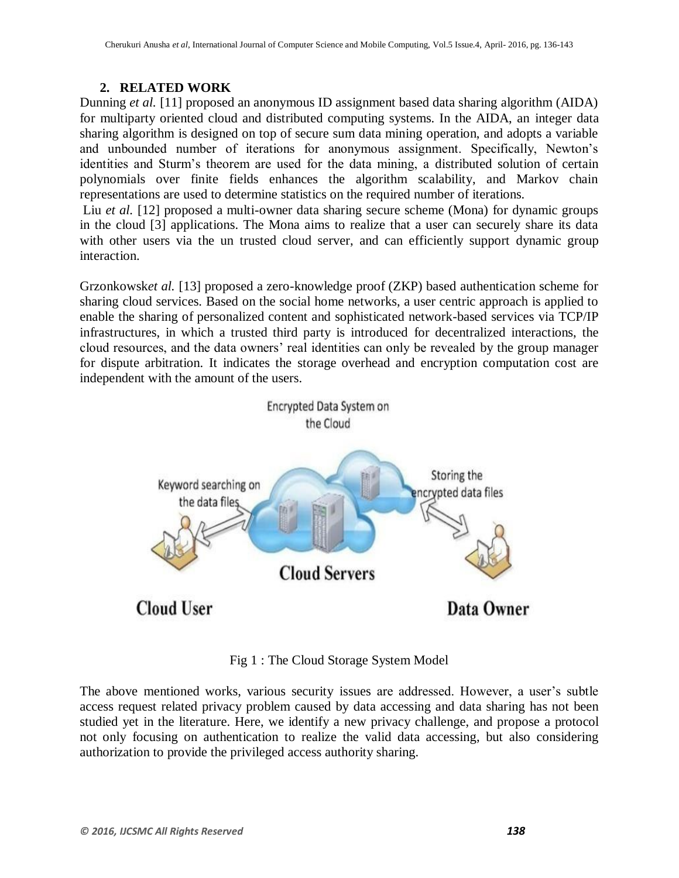## 2. RELATED WORK

Dunning *et al.* [11] proposed an anonymous ID assignment based data sharing algorithm (AIDA) for multiparty oriented cloud and distributed computing systems. In the AIDA, an integer data sharing algorithm is designed on top of secure sum data mining operation, and adopts a variable and unbounded number of iterations for anonymous assignment. Specifically, Newton's identities and Sturm's theorem are used for the data mining, a distributed solution of certain polynomials over finite fields enhances the algorithm scalability, and Markov chain representations are used to determine statistics on the required number of iterations.

Liu *et al.* [12] proposed a multi-owner data sharing secure scheme (Mona) for dynamic groups in the cloud [3] applications. The Mona aims to realize that a user can securely share its data with other users via the un trusted cloud server, and can efficiently support dynamic group interaction.

Grzonkowsk*et al.* [13] proposed a zero-knowledge proof (ZKP) based authentication scheme for sharing cloud services. Based on the social home networks, a user centric approach is applied to enable the sharing of personalized content and sophisticated network-based services via TCP/IP infrastructures, in which a trusted third party is introduced for decentralized interactions, the cloud resources, and the data owners' real identities can only be revealed by the group manager for dispute arbitration. It indicates the storage overhead and encryption computation cost are independent with the amount of the users.

Fig 1 : The Cloud Storage System Model

The above mentioned works, various security issues are addressed. However, a user's subtle access request related privacy problem caused by data accessing and data sharing has not been studied yet in the literature. Here, we identify a new privacy challenge, and propose a protocol not only focusing on authentication to realize the valid data accessing, but also considering authorization to provide the privileged access authority sharing.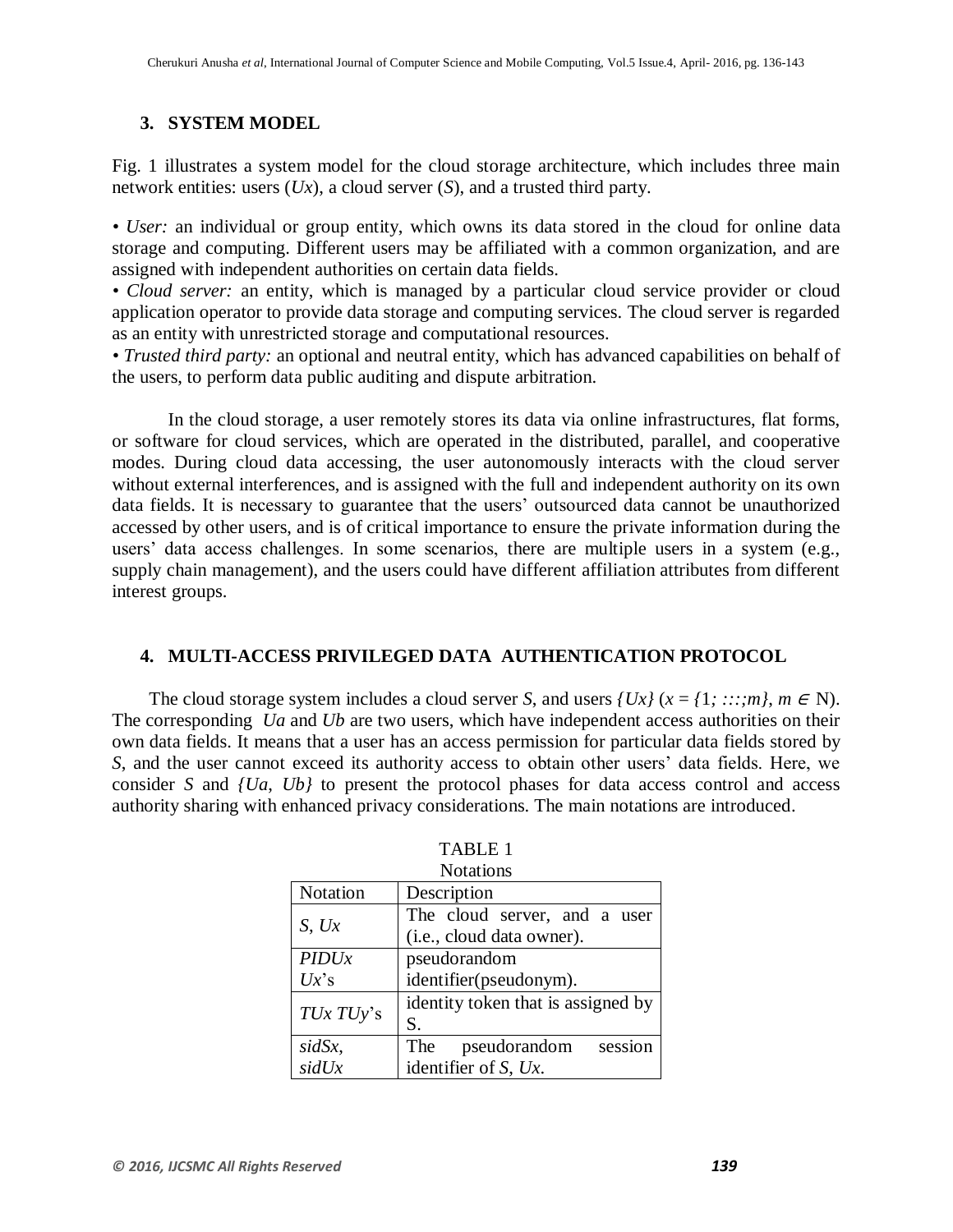## 3. SYSTEM MODEL

Fig. 1 illustrates a system model for the cloud storage architecture, which includes three main network entities: users (*Ux*), a cloud server (*S*), and a trusted third party.

• *User:* an individual or group entity, which owns its data stored in the cloud for online data storage and computing. Different users may be affiliated with a common organization, and are assigned with independent authorities on certain data fields.
• *Cloud server:* an entity, which is managed by a particular cloud service provider or cloud application operator to provide data storage and computing services. The cloud server is regarded as an entity with unrestricted storage and computational resources.
• *Trusted third party:* an optional and neutral entity, which has advanced capabilities on behalf of the users, to perform data public auditing and dispute arbitration.

In the cloud storage, a user remotely stores its data via online infrastructures, flat forms, or software for cloud services, which are operated in the distributed, parallel, and cooperative modes. During cloud data accessing, the user autonomously interacts with the cloud server without external interferences, and is assigned with the full and independent authority on its own data fields. It is necessary to guarantee that the users' outsourced data cannot be unauthorized accessed by other users, and is of critical importance to ensure the private information during the users' data access challenges. In some scenarios, there are multiple users in a system (e.g., supply chain management), and the users could have different affiliation attributes from different interest groups.

## 4. MULTI-ACCESS PRIVILEGED DATA AUTHENTICATION PROTOCOL

The cloud storage system includes a cloud server *S*, and users *{Ux}* ($x = \{1; :::;m\}$, $m \in$ N). The corresponding *Ua* and *Ub* are two users, which have independent access authorities on their own data fields. It means that a user has an access permission for particular data fields stored by *S*, and the user cannot exceed its authority access to obtain other users' data fields. Here, we consider *S* and *{Ua, Ub}* to present the protocol phases for data access control and access authority sharing with enhanced privacy considerations. The main notations are introduced.

TABLE 1
Notations

| Notation | Description |
|---|---|
| *S*, *Ux* | The cloud server, and a user (i.e., cloud data owner). |
| *PIDUx* *Ux*'s | pseudorandom identifier(pseudonym). |
| *TUx TUy*'s | identity token that is assigned by S. |
| *sidSx*, *sidUx* | The pseudorandom session identifier of *S*, *Ux*. |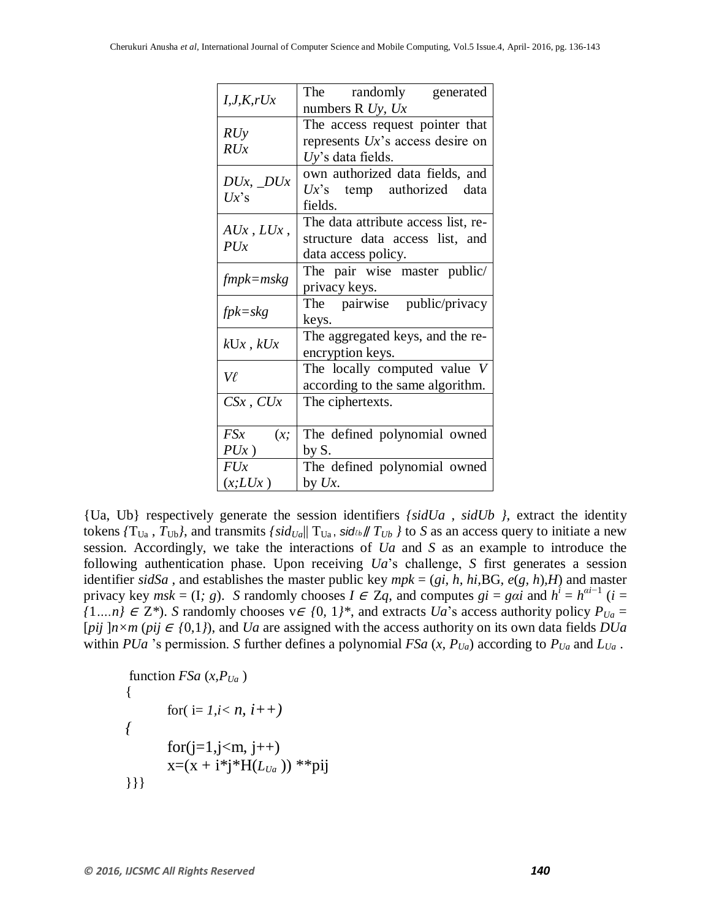| | |
|---|---|
| $I,J,K,rUx$ | The randomly generated numbers R $Uy$, $Ux$ |
| $RUy$ $RUx$ | The access request pointer that represents $Ux$'s access desire on $Uy$'s data fields. |
| $DUx$, $\_DUx$ $Ux$'s | own authorized data fields, and $Ux$'s temp authorized data fields. |
| $AUx$ , $LUx$ , $PUx$ | The data attribute access list, re-structure data access list, and data access policy. |
| $fmpk=mskg$ | The pair wise master public/ privacy keys. |
| $fpk=skg$ | The pairwise public/privacy keys. |
| $kUx$ , $kUx$ | The aggregated keys, and the re-encryption keys. |
| $V\ell$ | The locally computed value $V$ according to the same algorithm. |
| $CSx$ , $CUx$ | The ciphertexts. |
| $FSx$ $(x; PUx)$ | The defined polynomial owned by S. |
| $FUx$ $(x;LUx)$ | The defined polynomial owned by $Ux$. |

{Ua, Ub} respectively generate the session identifiers *{sidUa , sidUb }*, extract the identity tokens $\{T_{Ua}, T_{Ub}\}$, and transmits $\{sid_{Ua} \| T_{Ua}, sid_{Ub} \| T_{Ub}\}$ to *S* as an access query to initiate a new session. Accordingly, we take the interactions of *Ua* and *S* as an example to introduce the following authentication phase. Upon receiving *Ua*'s challenge, *S* first generates a session identifier *sidSa* , and establishes the master public key $mpk = (gi, h, hi, BG, e(g, h), H)$ and master privacy key $msk = (I; g)$. *S* randomly chooses $I \in Zq$, and computes $gi = g\alpha i$ and $h^i = h^{\alpha i-1}$ ($i = \{1....n\} \in Z^*$). *S* randomly chooses $v \in \{0, 1\}^*$, and extracts *Ua*'s access authority policy $P_{Ua} = [pij]n\times m$ ($pij \in \{0,1\}$), and *Ua* are assigned with the access authority on its own data fields *DUa* within *PUa* 's permission. *S* further defines a polynomial $FSa(x, P_{Ua})$ according to $P_{Ua}$ and $L_{Ua}$ .

```
function FSa (x,PUa )
{
        for( i= 1,i< n, i++)
{
        for(j=1,j<m, j++)
        x=(x + i*j*H(LUa )) **pij
}}}
```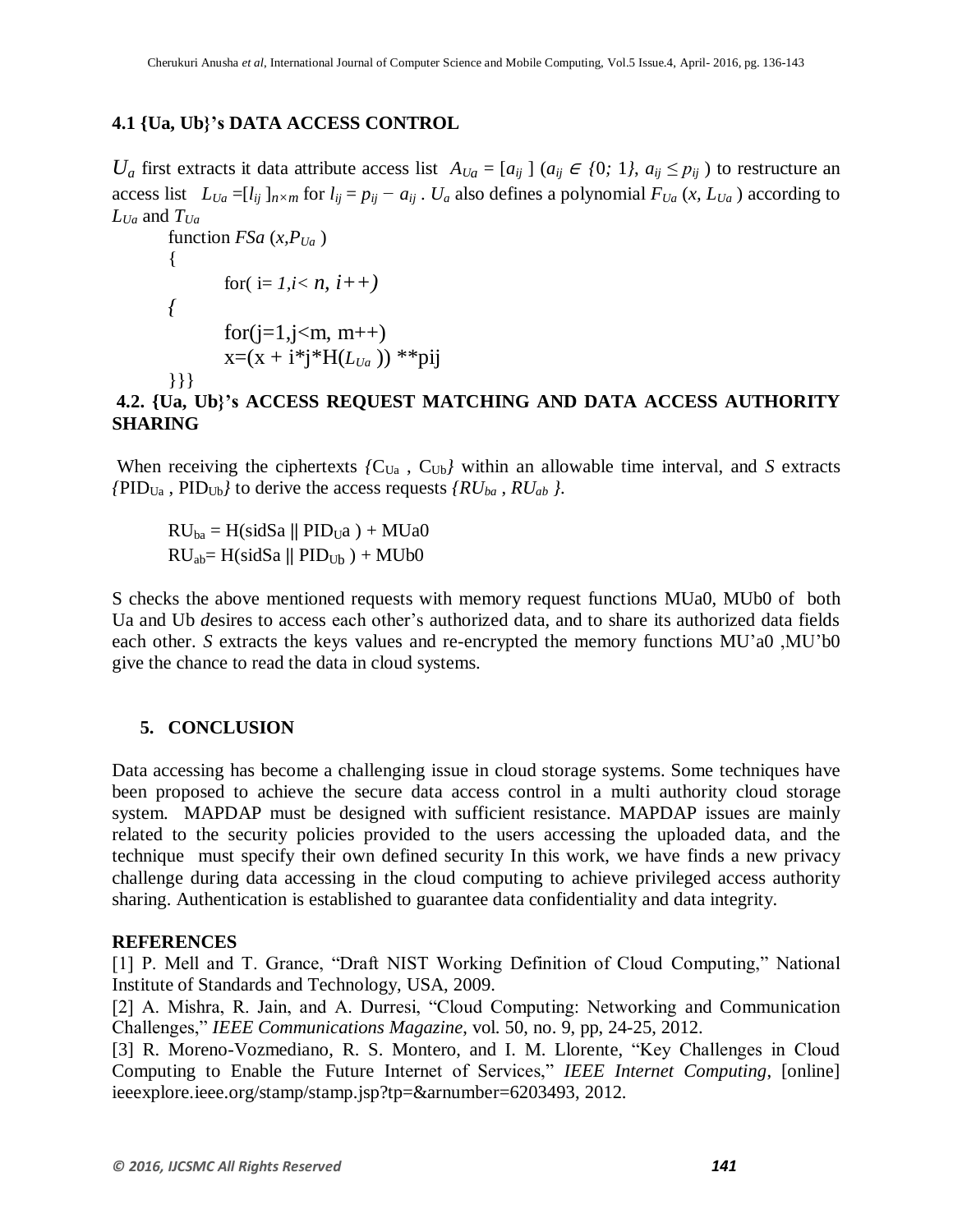### 4.1 {Ua, Ub}'s DATA ACCESS CONTROL

$U_a$ first extracts it data attribute access list $A_{Ua} = [a_{ij}]$ ($a_{ij} \in \{0; 1\}$, $a_{ij} \le p_{ij}$) to restructure an access list $L_{Ua} = [l_{ij}]_{n\times m}$ for $l_{ij} = p_{ij} - a_{ij}$ . $U_a$ also defines a polynomial $F_{Ua}(x, L_{Ua})$ according to $L_{Ua}$ and $T_{Ua}$

```
function FSa (x,PUa )
{
        for( i= 1,i< n, i++)
{
        for(j=1,j<m, m++)
        x=(x + i*j*H(LUa )) **pij
}}}
```

### 4.2. {Ua, Ub}'s ACCESS REQUEST MATCHING AND DATA ACCESS AUTHORITY SHARING

When receiving the ciphertexts $\{C_{Ua}, C_{Ub}\}$ within an allowable time interval, and *S* extracts $\{PID_{Ua}, PID_{Ub}\}$ to derive the access requests $\{RU_{ba}, RU_{ab}\}$.

$RU_{ba} = H(sidSa \parallel PID_{U}a) + MUa0$

$RU_{ab} = H(sidSa \parallel PID_{Ub}) + MUb0$

S checks the above mentioned requests with memory request functions MUa0, MUb0 of both Ua and Ub *d*esires to access each other's authorized data, and to share its authorized data fields each other. *S* extracts the keys values and re-encrypted the memory functions MU'a0 ,MU'b0 give the chance to read the data in cloud systems.

## 5. CONCLUSION

Data accessing has become a challenging issue in cloud storage systems. Some techniques have been proposed to achieve the secure data access control in a multi authority cloud storage system. MAPDAP must be designed with sufficient resistance. MAPDAP issues are mainly related to the security policies provided to the users accessing the uploaded data, and the technique must specify their own defined security In this work, we have finds a new privacy challenge during data accessing in the cloud computing to achieve privileged access authority sharing. Authentication is established to guarantee data confidentiality and data integrity.

## REFERENCES

[1] P. Mell and T. Grance, "Draft NIST Working Definition of Cloud Computing," National Institute of Standards and Technology, USA, 2009.

[2] A. Mishra, R. Jain, and A. Durresi, "Cloud Computing: Networking and Communication Challenges," *IEEE Communications Magazine*, vol. 50, no. 9, pp, 24-25, 2012.

[3] R. Moreno-Vozmediano, R. S. Montero, and I. M. Llorente, "Key Challenges in Cloud Computing to Enable the Future Internet of Services," *IEEE Internet Computing*, [online] ieeexplore.ieee.org/stamp/stamp.jsp?tp=&arnumber=6203493, 2012.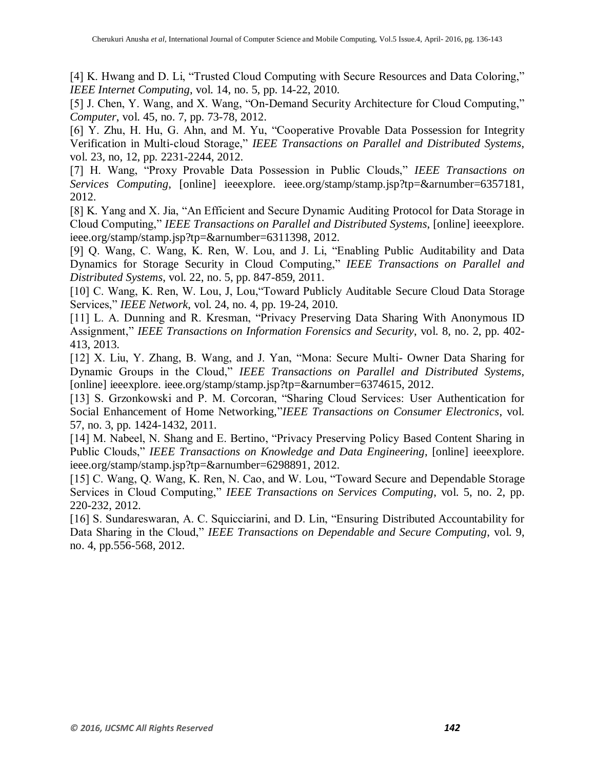[4] K. Hwang and D. Li, "Trusted Cloud Computing with Secure Resources and Data Coloring," *IEEE Internet Computing*, vol. 14, no. 5, pp. 14-22, 2010.

[5] J. Chen, Y. Wang, and X. Wang, "On-Demand Security Architecture for Cloud Computing," *Computer*, vol. 45, no. 7, pp. 73-78, 2012.

[6] Y. Zhu, H. Hu, G. Ahn, and M. Yu, "Cooperative Provable Data Possession for Integrity Verification in Multi-cloud Storage," *IEEE Transactions on Parallel and Distributed Systems*, vol. 23, no, 12, pp. 2231-2244, 2012.

[7] H. Wang, "Proxy Provable Data Possession in Public Clouds," *IEEE Transactions on Services Computing*, [online] ieeexplore. ieee.org/stamp/stamp.jsp?tp=&arnumber=6357181, 2012.

[8] K. Yang and X. Jia, "An Efficient and Secure Dynamic Auditing Protocol for Data Storage in Cloud Computing," *IEEE Transactions on Parallel and Distributed Systems*, [online] ieeexplore. ieee.org/stamp/stamp.jsp?tp=&arnumber=6311398, 2012.

[9] Q. Wang, C. Wang, K. Ren, W. Lou, and J. Li, "Enabling Public Auditability and Data Dynamics for Storage Security in Cloud Computing," *IEEE Transactions on Parallel and Distributed Systems*, vol. 22, no. 5, pp. 847-859, 2011.

[10] C. Wang, K. Ren, W. Lou, J, Lou,"Toward Publicly Auditable Secure Cloud Data Storage Services," *IEEE Network*, vol. 24, no. 4, pp. 19-24, 2010.

[11] L. A. Dunning and R. Kresman, "Privacy Preserving Data Sharing With Anonymous ID Assignment," *IEEE Transactions on Information Forensics and Security*, vol. 8, no. 2, pp. 402-413, 2013.

[12] X. Liu, Y. Zhang, B. Wang, and J. Yan, "Mona: Secure Multi- Owner Data Sharing for Dynamic Groups in the Cloud," *IEEE Transactions on Parallel and Distributed Systems*, [online] ieeexplore. ieee.org/stamp/stamp.jsp?tp=&arnumber=6374615, 2012.

[13] S. Grzonkowski and P. M. Corcoran, "Sharing Cloud Services: User Authentication for Social Enhancement of Home Networking,"*IEEE Transactions on Consumer Electronics*, vol. 57, no. 3, pp. 1424-1432, 2011.

[14] M. Nabeel, N. Shang and E. Bertino, "Privacy Preserving Policy Based Content Sharing in Public Clouds," *IEEE Transactions on Knowledge and Data Engineering*, [online] ieeexplore. ieee.org/stamp/stamp.jsp?tp=&arnumber=6298891, 2012.

[15] C. Wang, Q. Wang, K. Ren, N. Cao, and W. Lou, "Toward Secure and Dependable Storage Services in Cloud Computing," *IEEE Transactions on Services Computing*, vol. 5, no. 2, pp. 220-232, 2012.

[16] S. Sundareswaran, A. C. Squicciarini, and D. Lin, "Ensuring Distributed Accountability for Data Sharing in the Cloud," *IEEE Transactions on Dependable and Secure Computing*, vol. 9, no. 4, pp.556-568, 2012.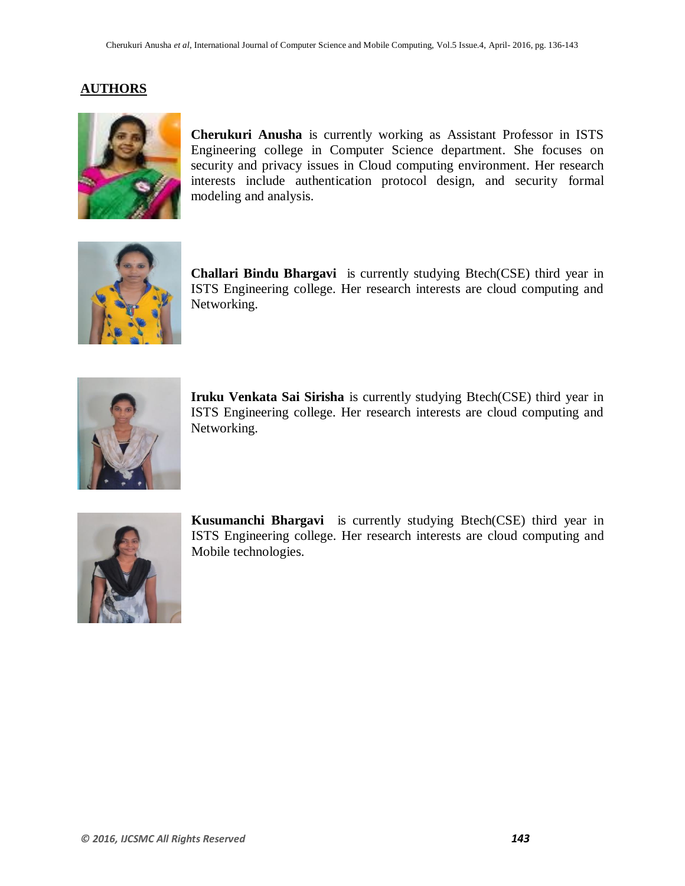## AUTHORS

**Cherukuri Anusha** is currently working as Assistant Professor in ISTS Engineering college in Computer Science department. She focuses on security and privacy issues in Cloud computing environment. Her research interests include authentication protocol design, and security formal modeling and analysis.

**Challari Bindu Bhargavi** is currently studying Btech(CSE) third year in ISTS Engineering college. Her research interests are cloud computing and Networking.

**Iruku Venkata Sai Sirisha** is currently studying Btech(CSE) third year in ISTS Engineering college. Her research interests are cloud computing and Networking.

**Kusumanchi Bhargavi** is currently studying Btech(CSE) third year in ISTS Engineering college. Her research interests are cloud computing and Mobile technologies.